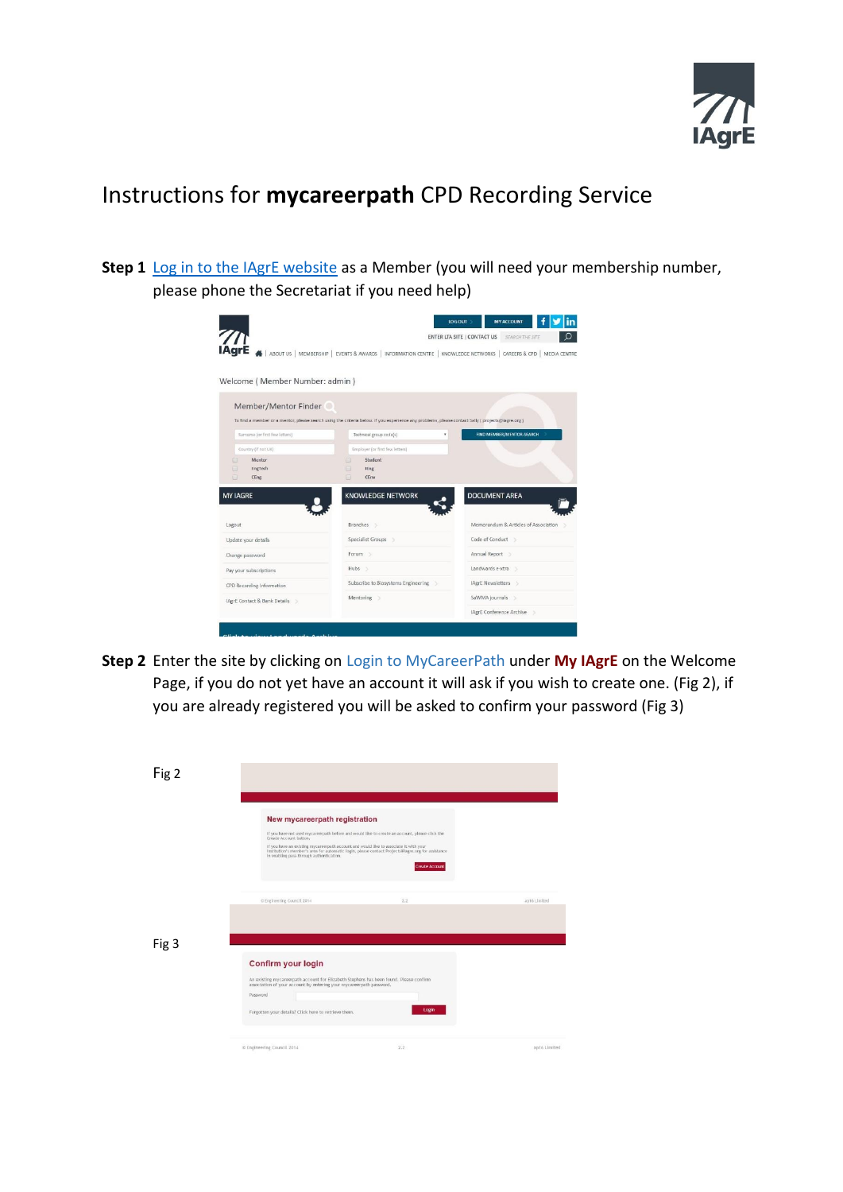# Instructions for **mycareerpath** CPD Recording Service

**Step 1** Log in to the IAgrE website as a Member (you will need your membership number, please phone the Secretariat if you need help)

**Step 2** Enter the site by clicking on Login to MyCareerPath under **My IAgrE** on the Welcome Page, if you do not yet have an account it will ask if you wish to create one. (Fig 2), if you are already registered you will be asked to confirm your password (Fig 3)

Fig 2

Fig 3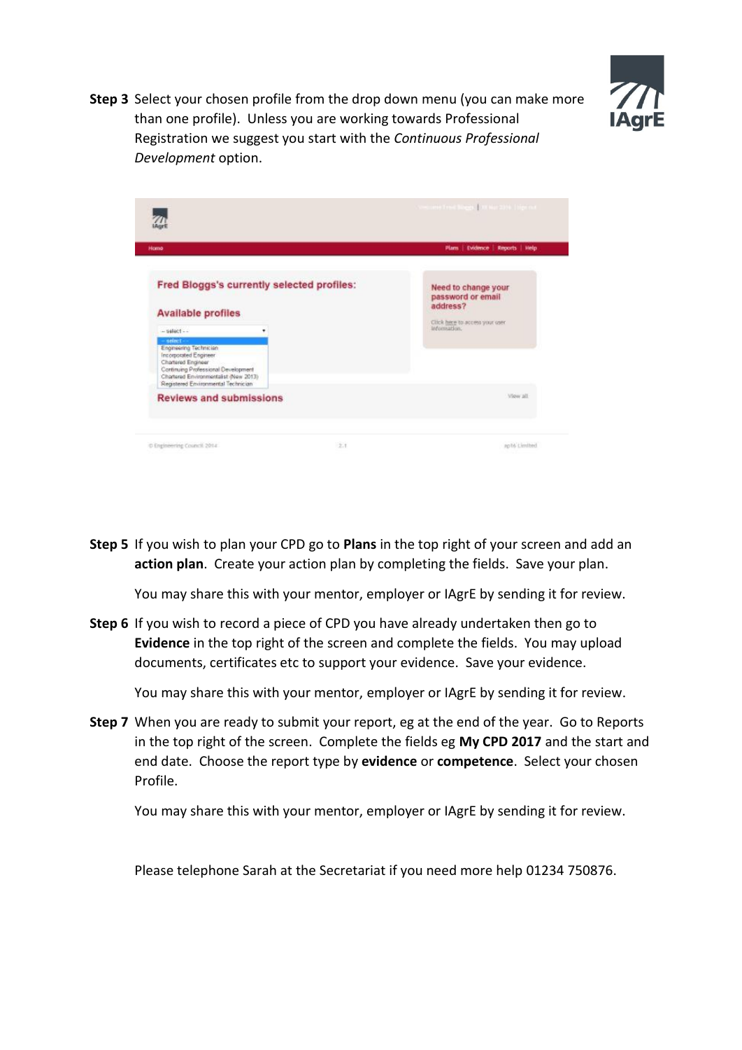**Step 3** Select your chosen profile from the drop down menu (you can make more than one profile). Unless you are working towards Professional Registration we suggest you start with the *Continuous Professional Development* option.

**Step 5** If you wish to plan your CPD go to **Plans** in the top right of your screen and add an **action plan**. Create your action plan by completing the fields. Save your plan.

You may share this with your mentor, employer or IAgrE by sending it for review.

**Step 6** If you wish to record a piece of CPD you have already undertaken then go to **Evidence** in the top right of the screen and complete the fields. You may upload documents, certificates etc to support your evidence. Save your evidence.

You may share this with your mentor, employer or IAgrE by sending it for review.

**Step 7** When you are ready to submit your report, eg at the end of the year. Go to Reports in the top right of the screen. Complete the fields eg **My CPD 2017** and the start and end date. Choose the report type by **evidence** or **competence**. Select your chosen Profile.

You may share this with your mentor, employer or IAgrE by sending it for review.

Please telephone Sarah at the Secretariat if you need more help 01234 750876.